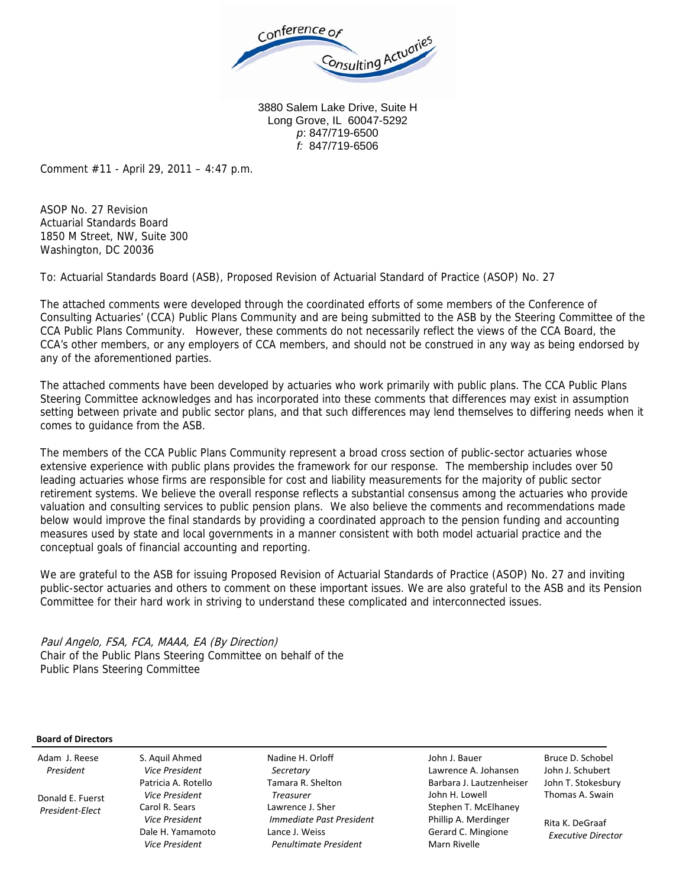Conference of Consulting Actuaries

3880 Salem Lake Drive, Suite H
Long Grove, IL 60047-5292
*p*: 847/719-6500
*f*: 847/719-6506

Comment #11 - April 29, 2011 – 4:47 p.m.

ASOP No. 27 Revision
Actuarial Standards Board
1850 M Street, NW, Suite 300
Washington, DC 20036

To: Actuarial Standards Board (ASB), Proposed Revision of Actuarial Standard of Practice (ASOP) No. 27

The attached comments were developed through the coordinated efforts of some members of the Conference of Consulting Actuaries' (CCA) Public Plans Community and are being submitted to the ASB by the Steering Committee of the CCA Public Plans Community. However, these comments do not necessarily reflect the views of the CCA Board, the CCA's other members, or any employers of CCA members, and should not be construed in any way as being endorsed by any of the aforementioned parties.

The attached comments have been developed by actuaries who work primarily with public plans. The CCA Public Plans Steering Committee acknowledges and has incorporated into these comments that differences may exist in assumption setting between private and public sector plans, and that such differences may lend themselves to differing needs when it comes to guidance from the ASB.

The members of the CCA Public Plans Community represent a broad cross section of public-sector actuaries whose extensive experience with public plans provides the framework for our response. The membership includes over 50 leading actuaries whose firms are responsible for cost and liability measurements for the majority of public sector retirement systems. We believe the overall response reflects a substantial consensus among the actuaries who provide valuation and consulting services to public pension plans. We also believe the comments and recommendations made below would improve the final standards by providing a coordinated approach to the pension funding and accounting measures used by state and local governments in a manner consistent with both model actuarial practice and the conceptual goals of financial accounting and reporting.

We are grateful to the ASB for issuing Proposed Revision of Actuarial Standards of Practice (ASOP) No. 27 and inviting public-sector actuaries and others to comment on these important issues. We are also grateful to the ASB and its Pension Committee for their hard work in striving to understand these complicated and interconnected issues.

*Paul Angelo, FSA, FCA, MAAA, EA (By Direction)*
Chair of the Public Plans Steering Committee on behalf of the
Public Plans Steering Committee

**Board of Directors**

Adam J. Reese, *President*
Donald E. Fuerst, *President-Elect*
S. Aquil Ahmed, *Vice President*
Patricia A. Rotello, *Vice President*
Carol R. Sears, *Vice President*
Dale H. Yamamoto, *Vice President*
Nadine H. Orloff, *Secretary*
Tamara R. Shelton, *Treasurer*
Lawrence J. Sher, *Immediate Past President*
Lance J. Weiss, *Penultimate President*
John J. Bauer
Lawrence A. Johansen
Barbara J. Lautzenheiser
John H. Lowell
Stephen T. McElhaney
Phillip A. Merdinger
Gerard C. Mingione
Marn Rivelle
Bruce D. Schobel
John J. Schubert
John T. Stokesbury
Thomas A. Swain
Rita K. DeGraaf, *Executive Director*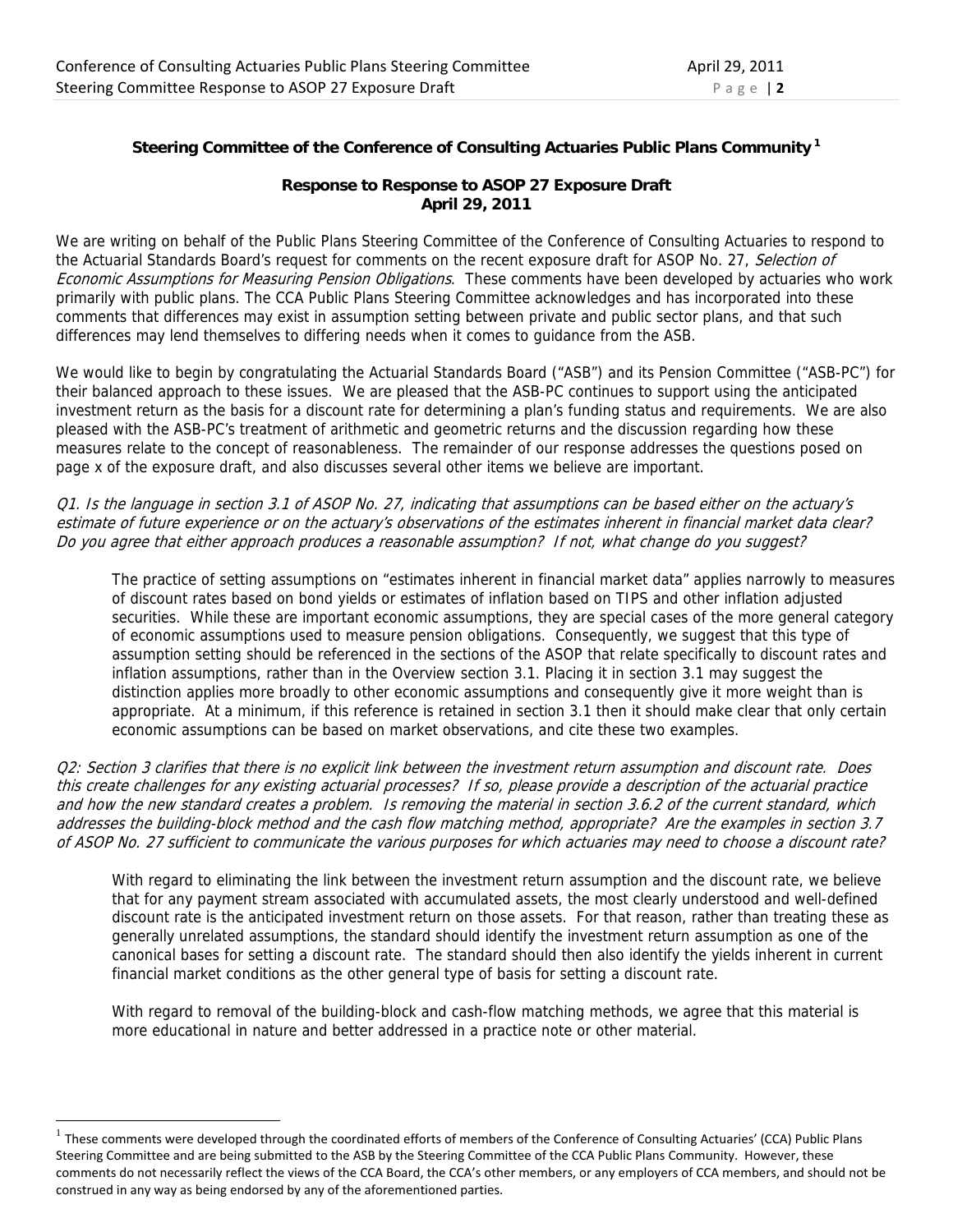**Steering Committee of the Conference of Consulting Actuaries Public Plans Community[1]**

**Response to Response to ASOP 27 Exposure Draft**
**April 29, 2011**

We are writing on behalf of the Public Plans Steering Committee of the Conference of Consulting Actuaries to respond to the Actuarial Standards Board's request for comments on the recent exposure draft for ASOP No. 27, *Selection of Economic Assumptions for Measuring Pension Obligations*. These comments have been developed by actuaries who work primarily with public plans. The CCA Public Plans Steering Committee acknowledges and has incorporated into these comments that differences may exist in assumption setting between private and public sector plans, and that such differences may lend themselves to differing needs when it comes to guidance from the ASB.

We would like to begin by congratulating the Actuarial Standards Board ("ASB") and its Pension Committee ("ASB-PC") for their balanced approach to these issues. We are pleased that the ASB-PC continues to support using the anticipated investment return as the basis for a discount rate for determining a plan's funding status and requirements. We are also pleased with the ASB-PC's treatment of arithmetic and geometric returns and the discussion regarding how these measures relate to the concept of reasonableness. The remainder of our response addresses the questions posed on page x of the exposure draft, and also discusses several other items we believe are important.

*Q1. Is the language in section 3.1 of ASOP No. 27, indicating that assumptions can be based either on the actuary's estimate of future experience or on the actuary's observations of the estimates inherent in financial market data clear? Do you agree that either approach produces a reasonable assumption? If not, what change do you suggest?*

> The practice of setting assumptions on "estimates inherent in financial market data" applies narrowly to measures of discount rates based on bond yields or estimates of inflation based on TIPS and other inflation adjusted securities. While these are important economic assumptions, they are special cases of the more general category of economic assumptions used to measure pension obligations. Consequently, we suggest that this type of assumption setting should be referenced in the sections of the ASOP that relate specifically to discount rates and inflation assumptions, rather than in the Overview section 3.1. Placing it in section 3.1 may suggest the distinction applies more broadly to other economic assumptions and consequently give it more weight than is appropriate. At a minimum, if this reference is retained in section 3.1 then it should make clear that only certain economic assumptions can be based on market observations, and cite these two examples.

*Q2: Section 3 clarifies that there is no explicit link between the investment return assumption and discount rate. Does this create challenges for any existing actuarial processes? If so, please provide a description of the actuarial practice and how the new standard creates a problem. Is removing the material in section 3.6.2 of the current standard, which addresses the building-block method and the cash flow matching method, appropriate? Are the examples in section 3.7 of ASOP No. 27 sufficient to communicate the various purposes for which actuaries may need to choose a discount rate?*

> With regard to eliminating the link between the investment return assumption and the discount rate, we believe that for any payment stream associated with accumulated assets, the most clearly understood and well-defined discount rate is the anticipated investment return on those assets. For that reason, rather than treating these as generally unrelated assumptions, the standard should identify the investment return assumption as one of the canonical bases for setting a discount rate. The standard should then also identify the yields inherent in current financial market conditions as the other general type of basis for setting a discount rate.
>
> With regard to removal of the building-block and cash-flow matching methods, we agree that this material is more educational in nature and better addressed in a practice note or other material.

[1] These comments were developed through the coordinated efforts of members of the Conference of Consulting Actuaries' (CCA) Public Plans Steering Committee and are being submitted to the ASB by the Steering Committee of the CCA Public Plans Community. However, these comments do not necessarily reflect the views of the CCA Board, the CCA's other members, or any employers of CCA members, and should not be construed in any way as being endorsed by any of the aforementioned parties.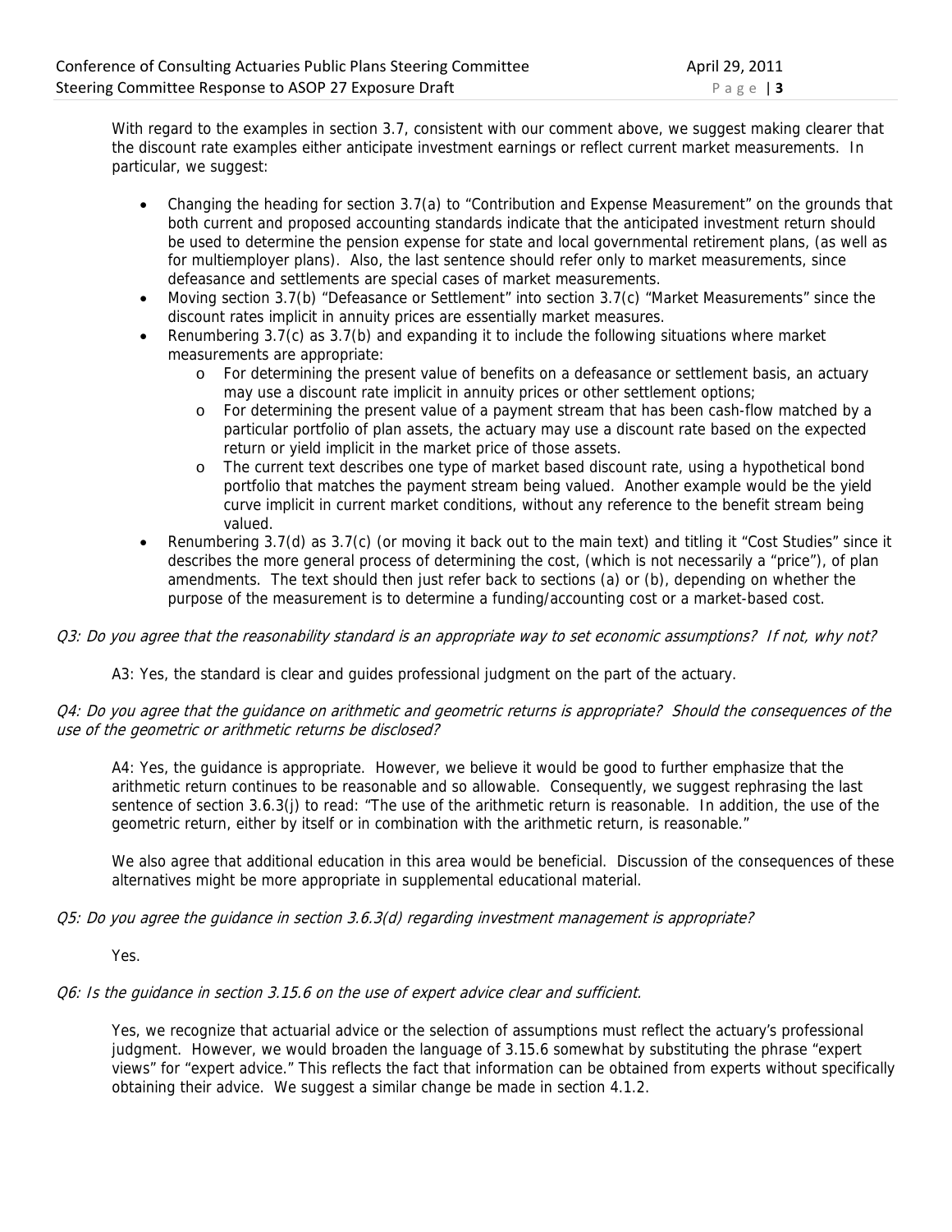With regard to the examples in section 3.7, consistent with our comment above, we suggest making clearer that the discount rate examples either anticipate investment earnings or reflect current market measurements. In particular, we suggest:

- Changing the heading for section 3.7(a) to "Contribution and Expense Measurement" on the grounds that both current and proposed accounting standards indicate that the anticipated investment return should be used to determine the pension expense for state and local governmental retirement plans, (as well as for multiemployer plans). Also, the last sentence should refer only to market measurements, since defeasance and settlements are special cases of market measurements.
- Moving section 3.7(b) "Defeasance or Settlement" into section 3.7(c) "Market Measurements" since the discount rates implicit in annuity prices are essentially market measures.
- Renumbering 3.7(c) as 3.7(b) and expanding it to include the following situations where market measurements are appropriate:
    - For determining the present value of benefits on a defeasance or settlement basis, an actuary may use a discount rate implicit in annuity prices or other settlement options;
    - For determining the present value of a payment stream that has been cash-flow matched by a particular portfolio of plan assets, the actuary may use a discount rate based on the expected return or yield implicit in the market price of those assets.
    - The current text describes one type of market based discount rate, using a hypothetical bond portfolio that matches the payment stream being valued. Another example would be the yield curve implicit in current market conditions, without any reference to the benefit stream being valued.
- Renumbering 3.7(d) as 3.7(c) (or moving it back out to the main text) and titling it "Cost Studies" since it describes the more general process of determining the cost, (which is not necessarily a "price"), of plan amendments. The text should then just refer back to sections (a) or (b), depending on whether the purpose of the measurement is to determine a funding/accounting cost or a market-based cost.

*Q3: Do you agree that the reasonability standard is an appropriate way to set economic assumptions? If not, why not?*

A3: Yes, the standard is clear and guides professional judgment on the part of the actuary.

*Q4: Do you agree that the guidance on arithmetic and geometric returns is appropriate? Should the consequences of the use of the geometric or arithmetic returns be disclosed?*

A4: Yes, the guidance is appropriate. However, we believe it would be good to further emphasize that the arithmetic return continues to be reasonable and so allowable. Consequently, we suggest rephrasing the last sentence of section 3.6.3(j) to read: "The use of the arithmetic return is reasonable. In addition, the use of the geometric return, either by itself or in combination with the arithmetic return, is reasonable."

We also agree that additional education in this area would be beneficial. Discussion of the consequences of these alternatives might be more appropriate in supplemental educational material.

*Q5: Do you agree the guidance in section 3.6.3(d) regarding investment management is appropriate?*

Yes.

*Q6: Is the guidance in section 3.15.6 on the use of expert advice clear and sufficient.*

Yes, we recognize that actuarial advice or the selection of assumptions must reflect the actuary's professional judgment. However, we would broaden the language of 3.15.6 somewhat by substituting the phrase "expert views" for "expert advice." This reflects the fact that information can be obtained from experts without specifically obtaining their advice. We suggest a similar change be made in section 4.1.2.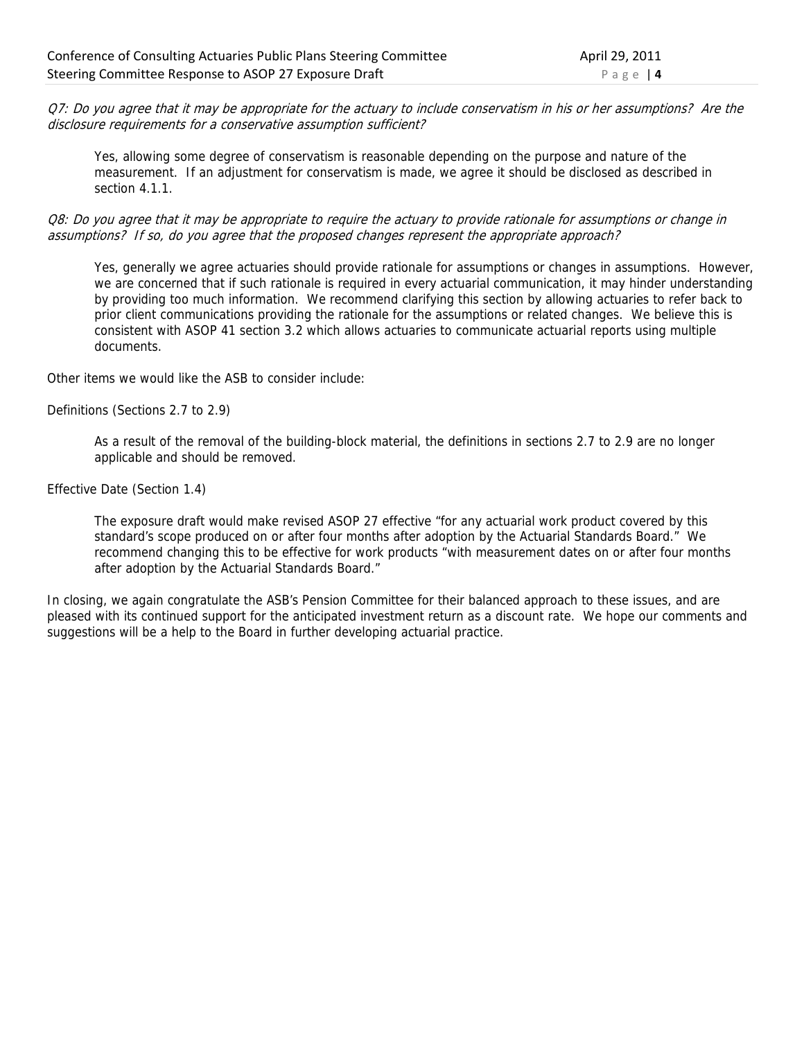*Q7: Do you agree that it may be appropriate for the actuary to include conservatism in his or her assumptions? Are the disclosure requirements for a conservative assumption sufficient?*

Yes, allowing some degree of conservatism is reasonable depending on the purpose and nature of the measurement. If an adjustment for conservatism is made, we agree it should be disclosed as described in section 4.1.1.

*Q8: Do you agree that it may be appropriate to require the actuary to provide rationale for assumptions or change in assumptions? If so, do you agree that the proposed changes represent the appropriate approach?*

Yes, generally we agree actuaries should provide rationale for assumptions or changes in assumptions. However, we are concerned that if such rationale is required in every actuarial communication, it may hinder understanding by providing too much information. We recommend clarifying this section by allowing actuaries to refer back to prior client communications providing the rationale for the assumptions or related changes. We believe this is consistent with ASOP 41 section 3.2 which allows actuaries to communicate actuarial reports using multiple documents.

Other items we would like the ASB to consider include:

Definitions (Sections 2.7 to 2.9)

As a result of the removal of the building-block material, the definitions in sections 2.7 to 2.9 are no longer applicable and should be removed.

Effective Date (Section 1.4)

The exposure draft would make revised ASOP 27 effective "for any actuarial work product covered by this standard's scope produced on or after four months after adoption by the Actuarial Standards Board." We recommend changing this to be effective for work products "with measurement dates on or after four months after adoption by the Actuarial Standards Board."

In closing, we again congratulate the ASB's Pension Committee for their balanced approach to these issues, and are pleased with its continued support for the anticipated investment return as a discount rate. We hope our comments and suggestions will be a help to the Board in further developing actuarial practice.